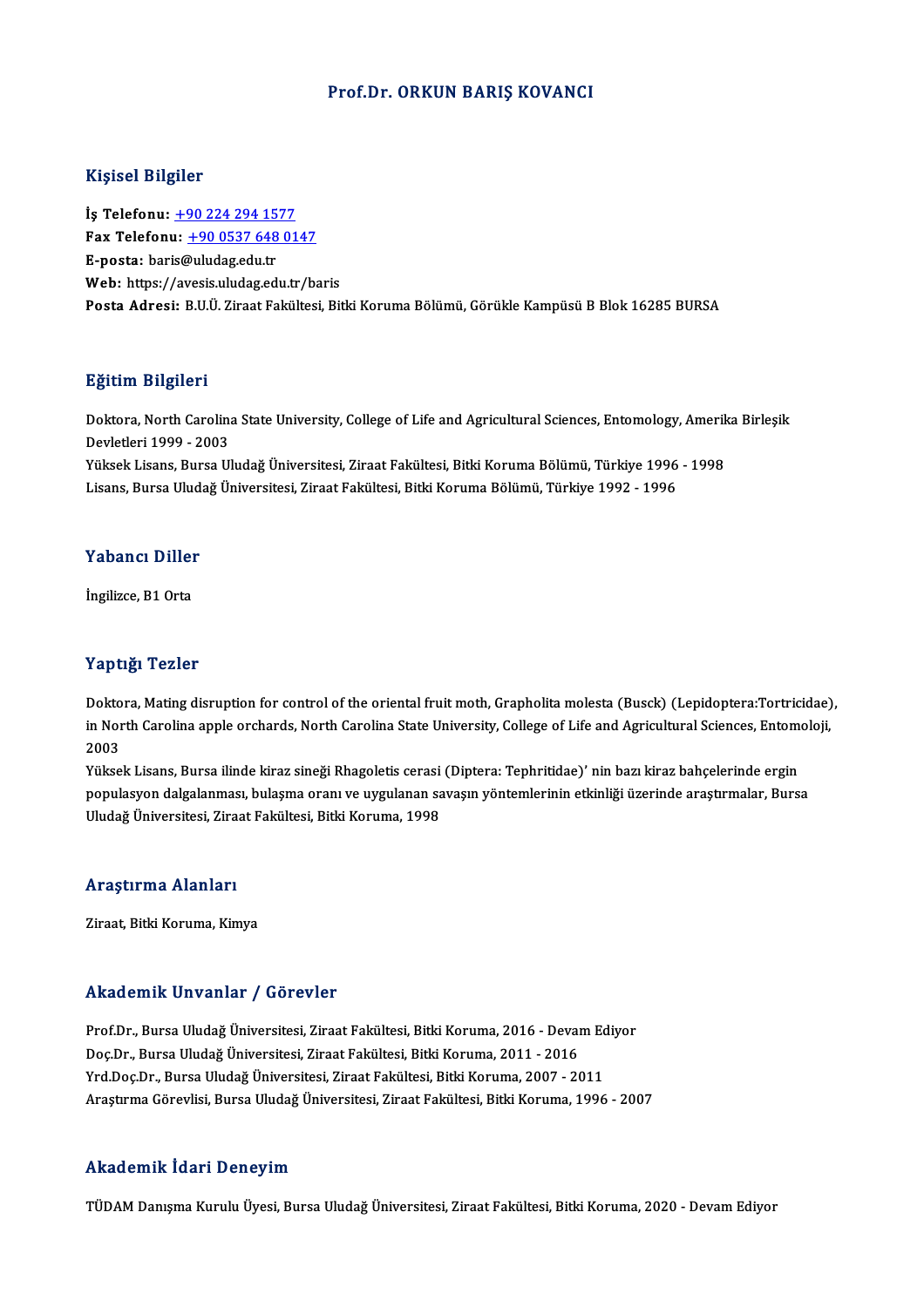# Prof.Dr. ORKUN BARIŞ KOVANCI

## Kişisel Bilgiler

**İş Telefonu:** +90 224 294 1577
**Fax Telefonu:** +90 0537 648 0147
**E-posta:** baris@uludag.edu.tr
**Web:** https://avesis.uludag.edu.tr/baris
**Posta Adresi:** B.U.Ü. Ziraat Fakültesi, Bitki Koruma Bölümü, Görükle Kampüsü B Blok 16285 BURSA

## Eğitim Bilgileri

Doktora, North Carolina State University, College of Life and Agricultural Sciences, Entomology, Amerika Birleşik Devletleri 1999 - 2003
Yüksek Lisans, Bursa Uludağ Üniversitesi, Ziraat Fakültesi, Bitki Koruma Bölümü, Türkiye 1996 - 1998
Lisans, Bursa Uludağ Üniversitesi, Ziraat Fakültesi, Bitki Koruma Bölümü, Türkiye 1992 - 1996

## Yabancı Diller

İngilizce, B1 Orta

## Yaptığı Tezler

Doktora, Mating disruption for control of the oriental fruit moth, Grapholita molesta (Busck) (Lepidoptera:Tortricidae), in North Carolina apple orchards, North Carolina State University, College of Life and Agricultural Sciences, Entomoloji, 2003
Yüksek Lisans, Bursa ilinde kiraz sineği Rhagoletis cerasi (Diptera: Tephritidae)' nin bazı kiraz bahçelerinde ergin populasyon dalgalanması, bulaşma oranı ve uygulanan savaşın yöntemlerinin etkinliği üzerinde araştırmalar, Bursa Uludağ Üniversitesi, Ziraat Fakültesi, Bitki Koruma, 1998

## Araştırma Alanları

Ziraat, Bitki Koruma, Kimya

## Akademik Unvanlar / Görevler

Prof.Dr., Bursa Uludağ Üniversitesi, Ziraat Fakültesi, Bitki Koruma, 2016 - Devam Ediyor
Doç.Dr., Bursa Uludağ Üniversitesi, Ziraat Fakültesi, Bitki Koruma, 2011 - 2016
Yrd.Doç.Dr., Bursa Uludağ Üniversitesi, Ziraat Fakültesi, Bitki Koruma, 2007 - 2011
Araştırma Görevlisi, Bursa Uludağ Üniversitesi, Ziraat Fakültesi, Bitki Koruma, 1996 - 2007

## Akademik İdari Deneyim

TÜDAM Danışma Kurulu Üyesi, Bursa Uludağ Üniversitesi, Ziraat Fakültesi, Bitki Koruma, 2020 - Devam Ediyor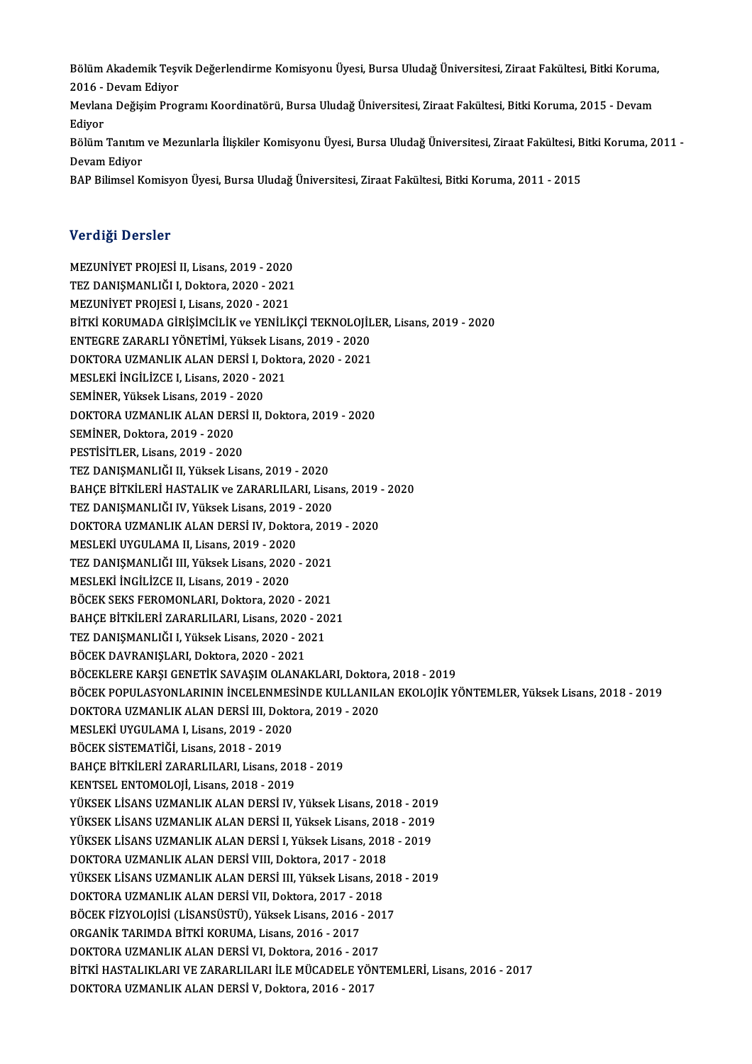Bölüm Akademik Teşvik Değerlendirme Komisyonu Üyesi, Bursa Uludağ Üniversitesi, Ziraat Fakültesi, Bitki Koruma, 2016 - Devam Ediyor
Mevlana Değişim Programı Koordinatörü, Bursa Uludağ Üniversitesi, Ziraat Fakültesi, Bitki Koruma, 2015 - Devam Ediyor
Bölüm Tanıtım ve Mezunlarla İlişkiler Komisyonu Üyesi, Bursa Uludağ Üniversitesi, Ziraat Fakültesi, Bitki Koruma, 2011 - Devam Ediyor
BAP Bilimsel Komisyon Üyesi, Bursa Uludağ Üniversitesi, Ziraat Fakültesi, Bitki Koruma, 2011 - 2015

## Verdiği Dersler

MEZUNİYET PROJESİ II, Lisans, 2019 - 2020
TEZ DANIŞMANLIĞI I, Doktora, 2020 - 2021
MEZUNİYET PROJESİ I, Lisans, 2020 - 2021
BİTKİ KORUMADA GİRİŞİMCİLİK ve YENİLİKÇİ TEKNOLOJİLER, Lisans, 2019 - 2020
ENTEGRE ZARARLI YÖNETİMİ, Yüksek Lisans, 2019 - 2020
DOKTORA UZMANLIK ALAN DERSİ I, Doktora, 2020 - 2021
MESLEKİ İNGİLİZCE I, Lisans, 2020 - 2021
SEMİNER, Yüksek Lisans, 2019 - 2020
DOKTORA UZMANLIK ALAN DERSİ II, Doktora, 2019 - 2020
SEMİNER, Doktora, 2019 - 2020
PESTİSİTLER, Lisans, 2019 - 2020
TEZ DANIŞMANLIĞI II, Yüksek Lisans, 2019 - 2020
BAHÇE BİTKİLERİ HASTALIK ve ZARARLILARI, Lisans, 2019 - 2020
TEZ DANIŞMANLIĞI IV, Yüksek Lisans, 2019 - 2020
DOKTORA UZMANLIK ALAN DERSİ IV, Doktora, 2019 - 2020
MESLEKİ UYGULAMA II, Lisans, 2019 - 2020
TEZ DANIŞMANLIĞI III, Yüksek Lisans, 2020 - 2021
MESLEKİ İNGİLİZCE II, Lisans, 2019 - 2020
BÖCEK SEKS FEROMONLARI, Doktora, 2020 - 2021
BAHÇE BİTKİLERİ ZARARLILARI, Lisans, 2020 - 2021
TEZ DANIŞMANLIĞI I, Yüksek Lisans, 2020 - 2021
BÖCEK DAVRANIŞLARI, Doktora, 2020 - 2021
BÖCEKLERE KARŞI GENETİK SAVAŞIM OLANAKLARI, Doktora, 2018 - 2019
BÖCEK POPULASYONLARININ İNCELENMESİNDE KULLANILAN EKOLOJİK YÖNTEMLER, Yüksek Lisans, 2018 - 2019
DOKTORA UZMANLIK ALAN DERSİ III, Doktora, 2019 - 2020
MESLEKİ UYGULAMA I, Lisans, 2019 - 2020
BÖCEK SİSTEMATİĞİ, Lisans, 2018 - 2019
BAHÇE BİTKİLERİ ZARARLILARI, Lisans, 2018 - 2019
KENTSEL ENTOMOLOJİ, Lisans, 2018 - 2019
YÜKSEK LİSANS UZMANLIK ALAN DERSİ IV, Yüksek Lisans, 2018 - 2019
YÜKSEK LİSANS UZMANLIK ALAN DERSİ II, Yüksek Lisans, 2018 - 2019
YÜKSEK LİSANS UZMANLIK ALAN DERSİ I, Yüksek Lisans, 2018 - 2019
DOKTORA UZMANLIK ALAN DERSİ VIII, Doktora, 2017 - 2018
YÜKSEK LİSANS UZMANLIK ALAN DERSİ III, Yüksek Lisans, 2018 - 2019
DOKTORA UZMANLIK ALAN DERSİ VII, Doktora, 2017 - 2018
BÖCEK FİZYOLOJİSİ (LİSANSÜSTÜ), Yüksek Lisans, 2016 - 2017
ORGANİK TARIMDA BİTKİ KORUMA, Lisans, 2016 - 2017
DOKTORA UZMANLIK ALAN DERSİ VI, Doktora, 2016 - 2017
BİTKİ HASTALIKLARI VE ZARARLILARI İLE MÜCADELE YÖNTEMLERİ, Lisans, 2016 - 2017
DOKTORA UZMANLIK ALAN DERSİ V, Doktora, 2016 - 2017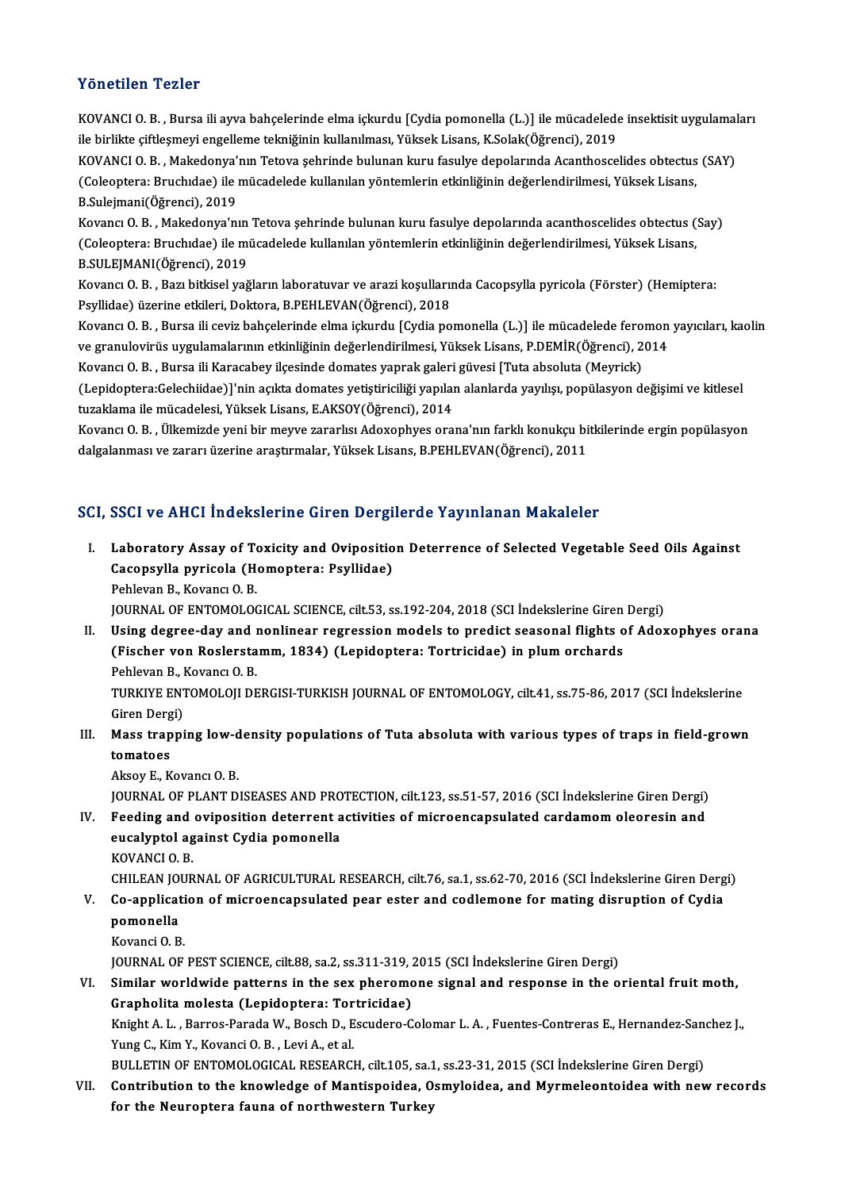## Yönetilen Tezler

KOVANCI O. B. , Bursa ili ayva bahçelerinde elma içkurdu [Cydia pomonella (L.)] ile mücadelede insektisit uygulamaları ile birlikte çiftleşmeyi engelleme tekniğinin kullanılması, Yüksek Lisans, K.Solak(Öğrenci), 2019

KOVANCI O. B. , Makedonya'nın Tetova şehrinde bulunan kuru fasulye depolarında Acanthoscelides obtectus (SAY) (Coleoptera: Bruchıdae) ile mücadelede kullanılan yöntemlerin etkinliğinin değerlendirilmesi, Yüksek Lisans, B.Sulejmani(Öğrenci), 2019

Kovancı O. B. , Makedonya'nın Tetova şehrinde bulunan kuru fasulye depolarında acanthoscelides obtectus (Say) (Coleoptera: Bruchıdae) ile mücadelede kullanılan yöntemlerin etkinliğinin değerlendirilmesi, Yüksek Lisans, B.SULEJMANI(Öğrenci), 2019

Kovancı O. B. , Bazı bitkisel yağların laboratuvar ve arazi koşullarında Cacopsylla pyricola (Förster) (Hemiptera: Psyllidae) üzerine etkileri, Doktora, B.PEHLEVAN(Öğrenci), 2018

Kovancı O. B. , Bursa ili ceviz bahçelerinde elma içkurdu [Cydia pomonella (L.)] ile mücadelede feromon yayıcıları, kaolin ve granulovirüs uygulamalarının etkinliğinin değerlendirilmesi, Yüksek Lisans, P.DEMİR(Öğrenci), 2014

Kovancı O. B. , Bursa ili Karacabey ilçesinde domates yaprak galeri güvesi [Tuta absoluta (Meyrick) (Lepidoptera:Gelechiidae)]'nin açıkta domates yetiştiriciliği yapılan alanlarda yayılışı, popülasyon değişimi ve kitlesel tuzaklama ile mücadelesi, Yüksek Lisans, E.AKSOY(Öğrenci), 2014

Kovancı O. B. , Ülkemizde yeni bir meyve zararlısı Adoxophyes orana'nın farklı konukçu bitkilerinde ergin popülasyon dalgalanması ve zararı üzerine araştırmalar, Yüksek Lisans, B.PEHLEVAN(Öğrenci), 2011

## SCI, SSCI ve AHCI İndekslerine Giren Dergilerde Yayınlanan Makaleler

I. **Laboratory Assay of Toxicity and Oviposition Deterrence of Selected Vegetable Seed Oils Against Cacopsylla pyricola (Homoptera: Psyllidae)**
Pehlevan B., Kovancı O. B.
JOURNAL OF ENTOMOLOGICAL SCIENCE, cilt.53, ss.192-204, 2018 (SCI İndekslerine Giren Dergi)

II. **Using degree-day and nonlinear regression models to predict seasonal flights of Adoxophyes orana (Fischer von Roslerstamm, 1834) (Lepidoptera: Tortricidae) in plum orchards**
Pehlevan B., Kovancı O. B.
TURKIYE ENTOMOLOJI DERGISI-TURKISH JOURNAL OF ENTOMOLOGY, cilt.41, ss.75-86, 2017 (SCI İndekslerine Giren Dergi)

III. **Mass trapping low-density populations of Tuta absoluta with various types of traps in field-grown tomatoes**
Aksoy E., Kovancı O. B.
JOURNAL OF PLANT DISEASES AND PROTECTION, cilt.123, ss.51-57, 2016 (SCI İndekslerine Giren Dergi)

IV. **Feeding and oviposition deterrent activities of microencapsulated cardamom oleoresin and eucalyptol against Cydia pomonella**
KOVANCI O. B.
CHILEAN JOURNAL OF AGRICULTURAL RESEARCH, cilt.76, sa.1, ss.62-70, 2016 (SCI İndekslerine Giren Dergi)

V. **Co-application of microencapsulated pear ester and codlemone for mating disruption of Cydia pomonella**
Kovanci O. B.
JOURNAL OF PEST SCIENCE, cilt.88, sa.2, ss.311-319, 2015 (SCI İndekslerine Giren Dergi)

VI. **Similar worldwide patterns in the sex pheromone signal and response in the oriental fruit moth, Grapholita molesta (Lepidoptera: Tortricidae)**
Knight A. L. , Barros-Parada W., Bosch D., Escudero-Colomar L. A. , Fuentes-Contreras E., Hernandez-Sanchez J., Yung C., Kim Y., Kovanci O. B. , Levi A., et al.
BULLETIN OF ENTOMOLOGICAL RESEARCH, cilt.105, sa.1, ss.23-31, 2015 (SCI İndekslerine Giren Dergi)

VII. **Contribution to the knowledge of Mantispoidea, Osmyloidea, and Myrmeleontoidea with new records for the Neuroptera fauna of northwestern Turkey**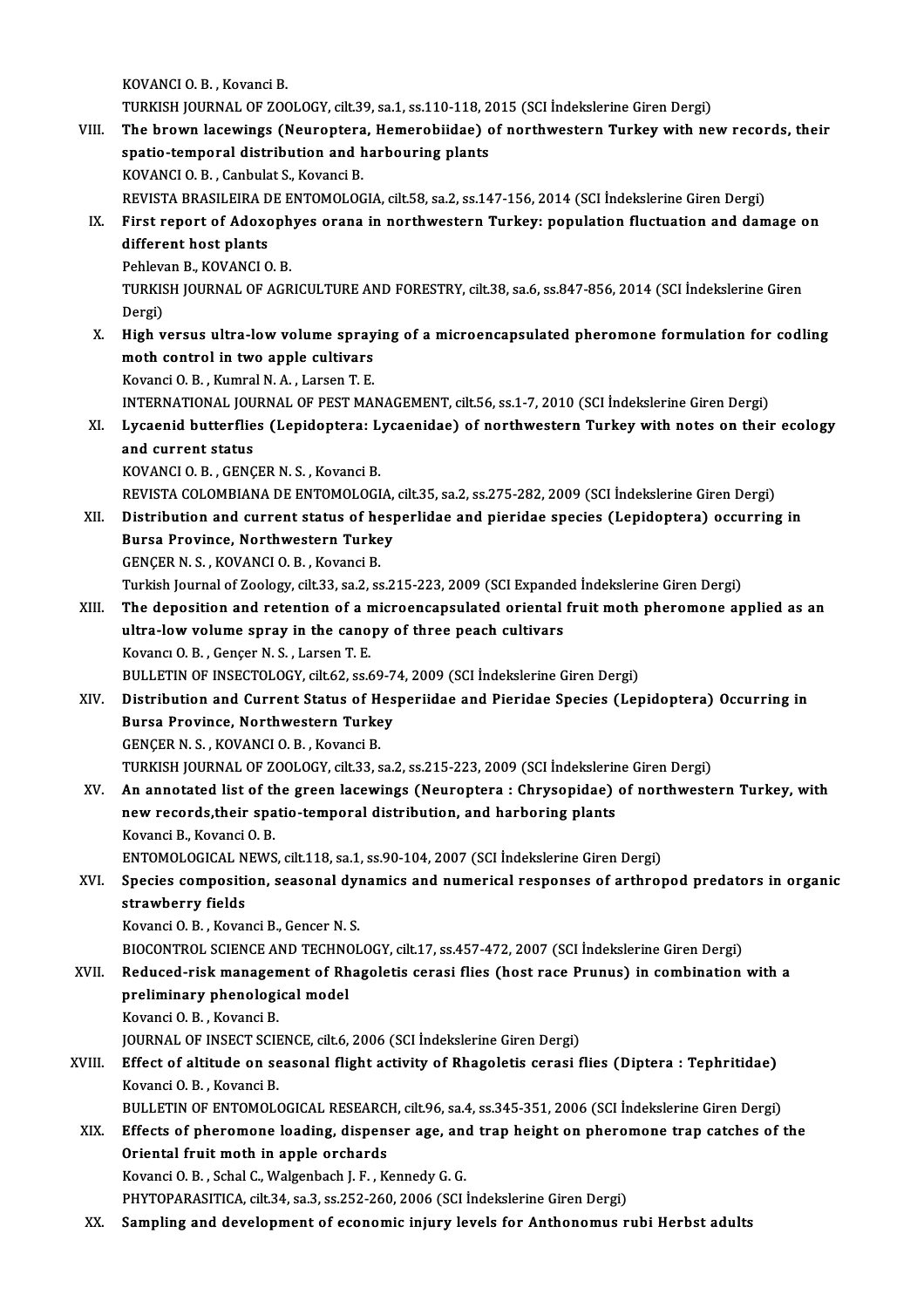KOVANCI O. B. , Kovanci B.
TURKISH JOURNAL OF ZOOLOGY, cilt.39, sa.1, ss.110-118, 2015 (SCI İndekslerine Giren Dergi)

VIII. **The brown lacewings (Neuroptera, Hemerobiidae) of northwestern Turkey with new records, their spatio-temporal distribution and harbouring plants**
KOVANCI O. B. , Canbulat S., Kovanci B.
REVISTA BRASILEIRA DE ENTOMOLOGIA, cilt.58, sa.2, ss.147-156, 2014 (SCI İndekslerine Giren Dergi)

IX. **First report of Adoxophyes orana in northwestern Turkey: population fluctuation and damage on different host plants**
Pehlevan B., KOVANCI O. B.
TURKISH JOURNAL OF AGRICULTURE AND FORESTRY, cilt.38, sa.6, ss.847-856, 2014 (SCI İndekslerine Giren Dergi)

X. **High versus ultra-low volume spraying of a microencapsulated pheromone formulation for codling moth control in two apple cultivars**
Kovanci O. B. , Kumral N. A. , Larsen T. E.
INTERNATIONAL JOURNAL OF PEST MANAGEMENT, cilt.56, ss.1-7, 2010 (SCI İndekslerine Giren Dergi)

XI. **Lycaenid butterflies (Lepidoptera: Lycaenidae) of northwestern Turkey with notes on their ecology and current status**
KOVANCI O. B. , GENÇER N. S. , Kovanci B.
REVISTA COLOMBIANA DE ENTOMOLOGIA, cilt.35, sa.2, ss.275-282, 2009 (SCI İndekslerine Giren Dergi)

XII. **Distribution and current status of hesperlidae and pieridae species (Lepidoptera) occurring in Bursa Province, Northwestern Turkey**
GENÇER N. S. , KOVANCI O. B. , Kovanci B.
Turkish Journal of Zoology, cilt.33, sa.2, ss.215-223, 2009 (SCI Expanded İndekslerine Giren Dergi)

XIII. **The deposition and retention of a microencapsulated oriental fruit moth pheromone applied as an ultra-low volume spray in the canopy of three peach cultivars**
Kovancı O. B. , Gençer N. S. , Larsen T. E.
BULLETIN OF INSECTOLOGY, cilt.62, ss.69-74, 2009 (SCI İndekslerine Giren Dergi)

XIV. **Distribution and Current Status of Hesperiidae and Pieridae Species (Lepidoptera) Occurring in Bursa Province, Northwestern Turkey**
GENÇER N. S. , KOVANCI O. B. , Kovanci B.
TURKISH JOURNAL OF ZOOLOGY, cilt.33, sa.2, ss.215-223, 2009 (SCI İndekslerine Giren Dergi)

XV. **An annotated list of the green lacewings (Neuroptera : Chrysopidae) of northwestern Turkey, with new records,their spatio-temporal distribution, and harboring plants**
Kovanci B., Kovanci O. B.
ENTOMOLOGICAL NEWS, cilt.118, sa.1, ss.90-104, 2007 (SCI İndekslerine Giren Dergi)

XVI. **Species composition, seasonal dynamics and numerical responses of arthropod predators in organic strawberry fields**
Kovanci O. B. , Kovanci B., Gencer N. S.
BIOCONTROL SCIENCE AND TECHNOLOGY, cilt.17, ss.457-472, 2007 (SCI İndekslerine Giren Dergi)

XVII. **Reduced-risk management of Rhagoletis cerasi flies (host race Prunus) in combination with a preliminary phenological model**
Kovanci O. B. , Kovanci B.
JOURNAL OF INSECT SCIENCE, cilt.6, 2006 (SCI İndekslerine Giren Dergi)

XVIII. **Effect of altitude on seasonal flight activity of Rhagoletis cerasi flies (Diptera : Tephritidae)**
Kovanci O. B. , Kovanci B.
BULLETIN OF ENTOMOLOGICAL RESEARCH, cilt.96, sa.4, ss.345-351, 2006 (SCI İndekslerine Giren Dergi)

XIX. **Effects of pheromone loading, dispenser age, and trap height on pheromone trap catches of the Oriental fruit moth in apple orchards**
Kovanci O. B. , Schal C., Walgenbach J. F. , Kennedy G. G.
PHYTOPARASITICA, cilt.34, sa.3, ss.252-260, 2006 (SCI İndekslerine Giren Dergi)

XX. **Sampling and development of economic injury levels for Anthonomus rubi Herbst adults**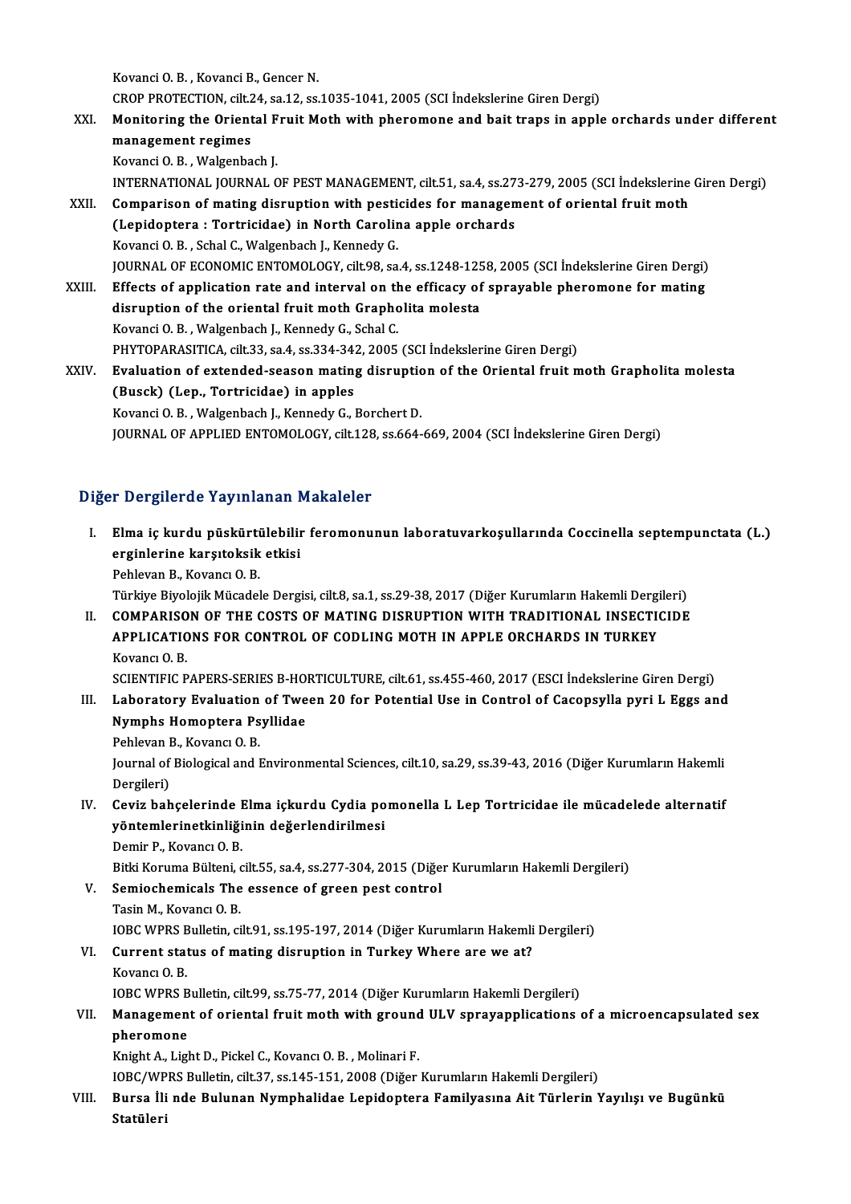Kovanci O. B. , Kovanci B., Gencer N.
CROP PROTECTION, cilt.24, sa.12, ss.1035-1041, 2005 (SCI İndekslerine Giren Dergi)

XXI. **Monitoring the Oriental Fruit Moth with pheromone and bait traps in apple orchards under different management regimes**
Kovanci O. B. , Walgenbach J.
INTERNATIONAL JOURNAL OF PEST MANAGEMENT, cilt.51, sa.4, ss.273-279, 2005 (SCI İndekslerine Giren Dergi)

XXII. **Comparison of mating disruption with pesticides for management of oriental fruit moth (Lepidoptera : Tortricidae) in North Carolina apple orchards**
Kovanci O. B. , Schal C., Walgenbach J., Kennedy G.
JOURNAL OF ECONOMIC ENTOMOLOGY, cilt.98, sa.4, ss.1248-1258, 2005 (SCI İndekslerine Giren Dergi)

XXIII. **Effects of application rate and interval on the efficacy of sprayable pheromone for mating disruption of the oriental fruit moth Grapholita molesta**
Kovanci O. B. , Walgenbach J., Kennedy G., Schal C.
PHYTOPARASITICA, cilt.33, sa.4, ss.334-342, 2005 (SCI İndekslerine Giren Dergi)

XXIV. **Evaluation of extended-season mating disruption of the Oriental fruit moth Grapholita molesta (Busck) (Lep., Tortricidae) in apples**
Kovanci O. B. , Walgenbach J., Kennedy G., Borchert D.
JOURNAL OF APPLIED ENTOMOLOGY, cilt.128, ss.664-669, 2004 (SCI İndekslerine Giren Dergi)

## Diğer Dergilerde Yayınlanan Makaleler

I. **Elma iç kurdu püskürtülebilir feromonunun laboratuvarkoşullarında Coccinella septempunctata (L.) erginlerine karşıtoksik etkisi**
Pehlevan B., Kovancı O. B.
Türkiye Biyolojik Mücadele Dergisi, cilt.8, sa.1, ss.29-38, 2017 (Diğer Kurumların Hakemli Dergileri)

II. **COMPARISON OF THE COSTS OF MATING DISRUPTION WITH TRADITIONAL INSECTICIDE APPLICATIONS FOR CONTROL OF CODLING MOTH IN APPLE ORCHARDS IN TURKEY**
Kovancı O. B.
SCIENTIFIC PAPERS-SERIES B-HORTICULTURE, cilt.61, ss.455-460, 2017 (ESCI İndekslerine Giren Dergi)

III. **Laboratory Evaluation of Tween 20 for Potential Use in Control of Cacopsylla pyri L Eggs and Nymphs Homoptera Psyllidae**
Pehlevan B., Kovancı O. B.
Journal of Biological and Environmental Sciences, cilt.10, sa.29, ss.39-43, 2016 (Diğer Kurumların Hakemli Dergileri)

IV. **Ceviz bahçelerinde Elma içkurdu Cydia pomonella L Lep Tortricidae ile mücadelede alternatif yöntemlerinetkinliğinin değerlendirilmesi**
Demir P., Kovancı O. B.
Bitki Koruma Bülteni, cilt.55, sa.4, ss.277-304, 2015 (Diğer Kurumların Hakemli Dergileri)

V. **Semiochemicals The essence of green pest control**
Tasin M., Kovancı O. B.
IOBC WPRS Bulletin, cilt.91, ss.195-197, 2014 (Diğer Kurumların Hakemli Dergileri)

VI. **Current status of mating disruption in Turkey Where are we at?**
Kovancı O. B.
IOBC WPRS Bulletin, cilt.99, ss.75-77, 2014 (Diğer Kurumların Hakemli Dergileri)

VII. **Management of oriental fruit moth with ground ULV sprayapplications of a microencapsulated sex pheromone**
Knight A., Light D., Pickel C., Kovancı O. B. , Molinari F.
IOBC/WPRS Bulletin, cilt.37, ss.145-151, 2008 (Diğer Kurumların Hakemli Dergileri)

VIII. **Bursa İli nde Bulunan Nymphalidae Lepidoptera Familyasına Ait Türlerin Yayılışı ve Bugünkü Statüleri**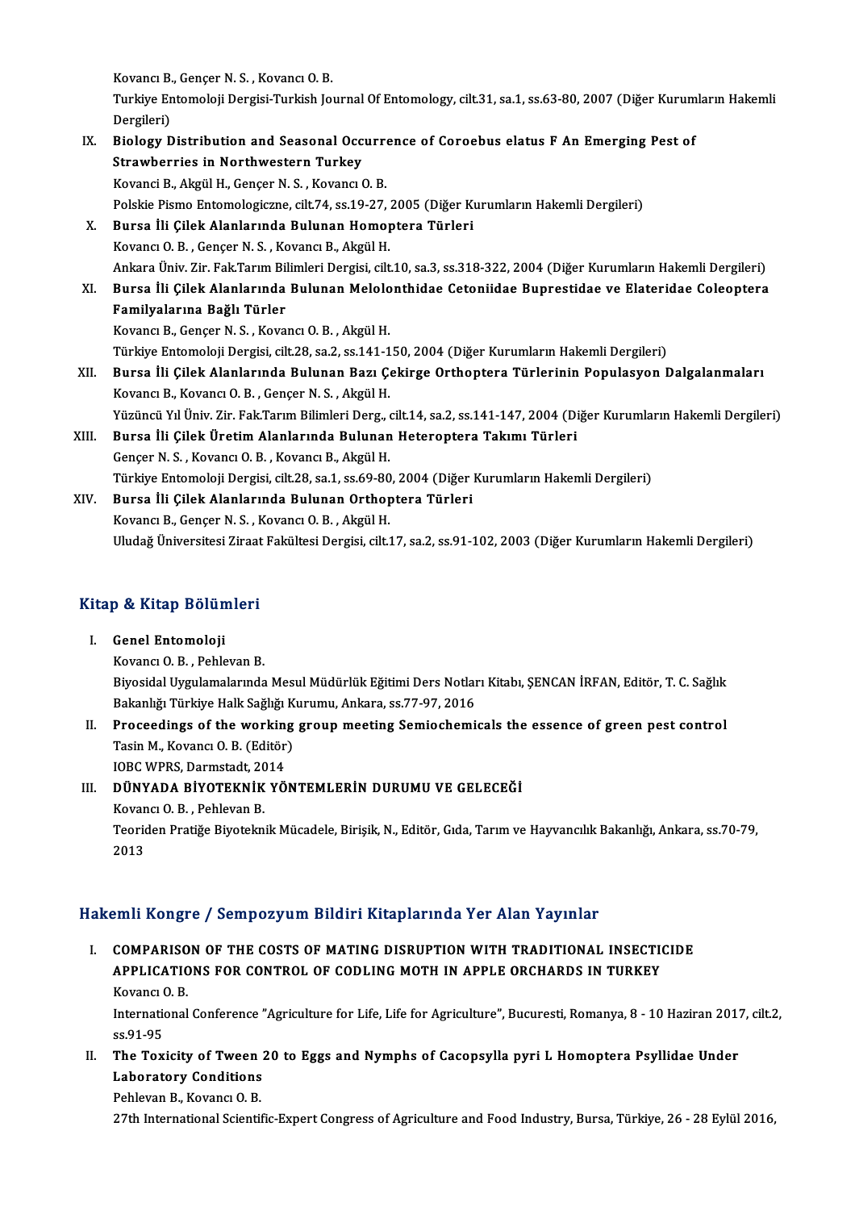Kovancı B., Gençer N. S. , Kovancı O. B.
Turkiye Entomoloji Dergisi-Turkish Journal Of Entomology, cilt.31, sa.1, ss.63-80, 2007 (Diğer Kurumların Hakemli Dergileri)

IX. **Biology Distribution and Seasonal Occurrence of Coroebus elatus F An Emerging Pest of Strawberries in Northwestern Turkey**
Kovanci B., Akgül H., Gençer N. S. , Kovancı O. B.
Polskie Pismo Entomologiczne, cilt.74, ss.19-27, 2005 (Diğer Kurumların Hakemli Dergileri)

X. **Bursa İli Çilek Alanlarında Bulunan Homoptera Türleri**
Kovancı O. B. , Gençer N. S. , Kovancı B., Akgül H.
Ankara Üniv. Zir. Fak.Tarım Bilimleri Dergisi, cilt.10, sa.3, ss.318-322, 2004 (Diğer Kurumların Hakemli Dergileri)

XI. **Bursa İli Çilek Alanlarında Bulunan Melolonthidae Cetoniidae Buprestidae ve Elateridae Coleoptera Familyalarına Bağlı Türler**
Kovancı B., Gençer N. S. , Kovancı O. B. , Akgül H.
Türkiye Entomoloji Dergisi, cilt.28, sa.2, ss.141-150, 2004 (Diğer Kurumların Hakemli Dergileri)

XII. **Bursa İli Çilek Alanlarında Bulunan Bazı Çekirge Orthoptera Türlerinin Populasyon Dalgalanmaları**
Kovancı B., Kovancı O. B. , Gençer N. S. , Akgül H.
Yüzüncü Yıl Üniv. Zir. Fak.Tarım Bilimleri Derg., cilt.14, sa.2, ss.141-147, 2004 (Diğer Kurumların Hakemli Dergileri)

XIII. **Bursa İli Çilek Üretim Alanlarında Bulunan Heteroptera Takımı Türleri**
Gençer N. S. , Kovancı O. B. , Kovancı B., Akgül H.
Türkiye Entomoloji Dergisi, cilt.28, sa.1, ss.69-80, 2004 (Diğer Kurumların Hakemli Dergileri)

XIV. **Bursa İli Çilek Alanlarında Bulunan Orthoptera Türleri**
Kovancı B., Gençer N. S. , Kovancı O. B. , Akgül H.
Uludağ Üniversitesi Ziraat Fakültesi Dergisi, cilt.17, sa.2, ss.91-102, 2003 (Diğer Kurumların Hakemli Dergileri)

## Kitap & Kitap Bölümleri

I. **Genel Entomoloji**
Kovancı O. B. , Pehlevan B.
Biyosidal Uygulamalarında Mesul Müdürlük Eğitimi Ders Notları Kitabı, ŞENCAN İRFAN, Editör, T. C. Sağlık Bakanlığı Türkiye Halk Sağlığı Kurumu, Ankara, ss.77-97, 2016

II. **Proceedings of the working group meeting Semiochemicals the essence of green pest control**
Tasin M., Kovancı O. B. (Editör)
IOBC WPRS, Darmstadt, 2014

III. **DÜNYADA BİYOTEKNİK YÖNTEMLERİN DURUMU VE GELECEĞİ**
Kovancı O. B. , Pehlevan B.
Teoriden Pratiğe Biyoteknik Mücadele, Birişik, N., Editör, Gıda, Tarım ve Hayvancılık Bakanlığı, Ankara, ss.70-79, 2013

## Hakemli Kongre / Sempozyum Bildiri Kitaplarında Yer Alan Yayınlar

I. **COMPARISON OF THE COSTS OF MATING DISRUPTION WITH TRADITIONAL INSECTICIDE APPLICATIONS FOR CONTROL OF CODLING MOTH IN APPLE ORCHARDS IN TURKEY**
Kovancı O. B.
International Conference "Agriculture for Life, Life for Agriculture", Bucuresti, Romanya, 8 - 10 Haziran 2017, cilt.2, ss.91-95

II. **The Toxicity of Tween 20 to Eggs and Nymphs of Cacopsylla pyri L Homoptera Psyllidae Under Laboratory Conditions**
Pehlevan B., Kovancı O. B.
27th International Scientific-Expert Congress of Agriculture and Food Industry, Bursa, Türkiye, 26 - 28 Eylül 2016,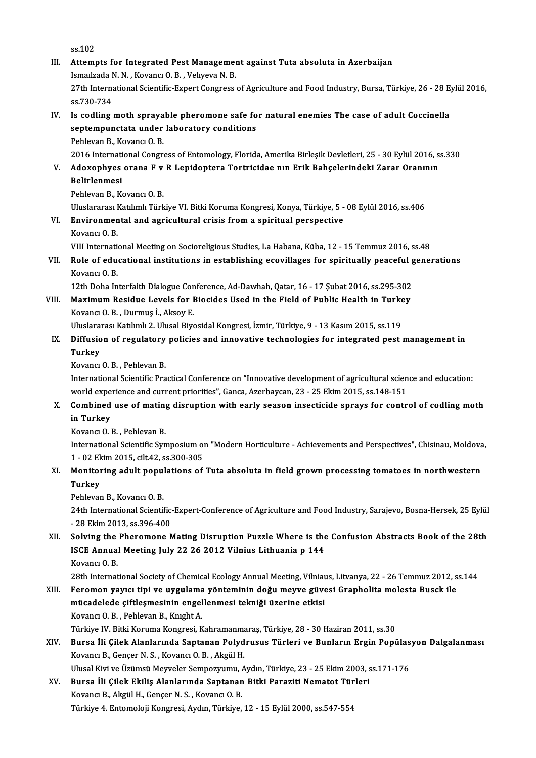ss.102

III. **Attempts for Integrated Pest Management against Tuta absoluta in Azerbaijan**
Ismaılzada N. N. , Kovancı O. B. , Velıyeva N. B.
27th International Scientific-Expert Congress of Agriculture and Food Industry, Bursa, Türkiye, 26 - 28 Eylül 2016, ss.730-734

IV. **Is codling moth sprayable pheromone safe for natural enemies The case of adult Coccinella septempunctata under laboratory conditions**
Pehlevan B., Kovancı O. B.
2016 International Congress of Entomology, Florida, Amerika Birleşik Devletleri, 25 - 30 Eylül 2016, ss.330

V. **Adoxophyes orana F v R Lepidoptera Tortricidae nın Erik Bahçelerindeki Zarar Oranının Belirlenmesi**
Pehlevan B., Kovancı O. B.
Uluslararası Katılımlı Türkiye VI. Bitki Koruma Kongresi, Konya, Türkiye, 5 - 08 Eylül 2016, ss.406

VI. **Environmental and agricultural crisis from a spiritual perspective**
Kovancı O. B.
VIII International Meeting on Socioreligious Studies, La Habana, Küba, 12 - 15 Temmuz 2016, ss.48

VII. **Role of educational institutions in establishing ecovillages for spiritually peaceful generations**
Kovancı O. B.
12th Doha Interfaith Dialogue Conference, Ad-Dawhah, Qatar, 16 - 17 Şubat 2016, ss.295-302

VIII. **Maximum Residue Levels for Biocides Used in the Field of Public Health in Turkey**
Kovancı O. B. , Durmuş İ., Aksoy E.
Uluslararası Katılımlı 2. Ulusal Biyosidal Kongresi, İzmir, Türkiye, 9 - 13 Kasım 2015, ss.119

IX. **Diffusion of regulatory policies and innovative technologies for integrated pest management in Turkey**
Kovancı O. B. , Pehlevan B.
International Scientific Practical Conference on "Innovative development of agricultural science and education: world experience and current priorities", Ganca, Azerbaycan, 23 - 25 Ekim 2015, ss.148-151

X. **Combined use of mating disruption with early season insecticide sprays for control of codling moth in Turkey**
Kovancı O. B. , Pehlevan B.
International Scientific Symposium on "Modern Horticulture - Achievements and Perspectives", Chisinau, Moldova, 1 - 02 Ekim 2015, cilt.42, ss.300-305

XI. **Monitoring adult populations of Tuta absoluta in field grown processing tomatoes in northwestern Turkey**
Pehlevan B., Kovancı O. B.
24th International Scientific-Expert-Conference of Agriculture and Food Industry, Sarajevo, Bosna-Hersek, 25 Eylül - 28 Ekim 2013, ss.396-400

XII. **Solving the Pheromone Mating Disruption Puzzle Where is the Confusion Abstracts Book of the 28th ISCE Annual Meeting July 22 26 2012 Vilnius Lithuania p 144**
Kovancı O. B.
28th International Society of Chemical Ecology Annual Meeting, Vilniaus, Litvanya, 22 - 26 Temmuz 2012, ss.144

XIII. **Feromon yayıcı tipi ve uygulama yönteminin doğu meyve güvesi Grapholita molesta Busck ile mücadelede çiftleşmesinin engellenmesi tekniği üzerine etkisi**
Kovancı O. B. , Pehlevan B., Knıght A.
Türkiye IV. Bitki Koruma Kongresi, Kahramanmaraş, Türkiye, 28 - 30 Haziran 2011, ss.30

XIV. **Bursa İli Çilek Alanlarında Saptanan Polydrusus Türleri ve Bunların Ergin Popülasyon Dalgalanması**
Kovancı B., Gençer N. S. , Kovancı O. B. , Akgül H.
Ulusal Kivi ve Üzümsü Meyveler Sempozyumu, Aydın, Türkiye, 23 - 25 Ekim 2003, ss.171-176

XV. **Bursa İli Çilek Ekiliş Alanlarında Saptanan Bitki Paraziti Nematot Türleri**
Kovancı B., Akgül H., Gençer N. S. , Kovancı O. B.
Türkiye 4. Entomoloji Kongresi, Aydın, Türkiye, 12 - 15 Eylül 2000, ss.547-554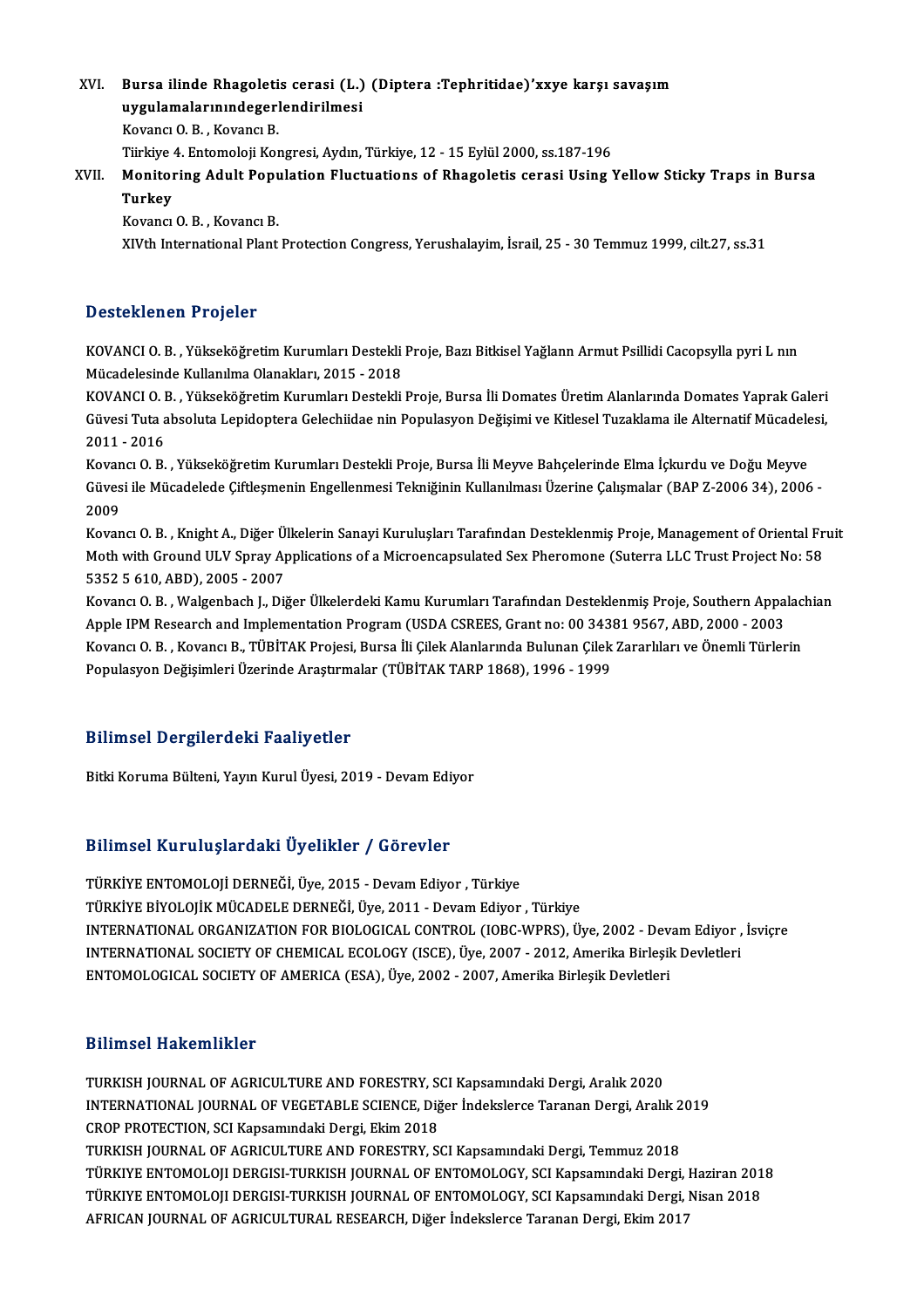XVI. **Bursa ilinde Rhagoletis cerasi (L.) (Diptera :Tephritidae)'xxye karşı savaşım uygulamalarınındegerlendirilmesi**
Kovancı O. B. , Kovancı B.
Türkiye 4. Entomoloji Kongresi, Aydın, Türkiye, 12 - 15 Eylül 2000, ss.187-196

XVII. **Monitoring Adult Population Fluctuations of Rhagoletis cerasi Using Yellow Sticky Traps in Bursa Turkey**
Kovancı O. B. , Kovancı B.
XIVth International Plant Protection Congress, Yerushalayim, İsrail, 25 - 30 Temmuz 1999, cilt.27, ss.31

## Desteklenen Projeler

KOVANCI O. B. , Yükseköğretim Kurumları Destekli Proje, Bazı Bitkisel Yağlann Armut Psillidi Cacopsylla pyri L nın Mücadelesinde Kullanılma Olanakları, 2015 - 2018

KOVANCI O. B. , Yükseköğretim Kurumları Destekli Proje, Bursa İli Domates Üretim Alanlarında Domates Yaprak Galeri Güvesi Tuta absoluta Lepidoptera Gelechiidae nin Populasyon Değişimi ve Kitlesel Tuzaklama ile Alternatif Mücadelesi, 2011 - 2016

Kovancı O. B. , Yükseköğretim Kurumları Destekli Proje, Bursa İli Meyve Bahçelerinde Elma İçkurdu ve Doğu Meyve Güvesi ile Mücadelede Çiftleşmenin Engellenmesi Tekniğinin Kullanılması Üzerine Çalışmalar (BAP Z-2006 34), 2006 - 2009

Kovancı O. B. , Knight A., Diğer Ülkelerin Sanayi Kuruluşları Tarafından Desteklenmiş Proje, Management of Oriental Fruit Moth with Ground ULV Spray Applications of a Microencapsulated Sex Pheromone (Suterra LLC Trust Project No: 58 5352 5 610, ABD), 2005 - 2007

Kovancı O. B. , Walgenbach J., Diğer Ülkelerdeki Kamu Kurumları Tarafından Desteklenmiş Proje, Southern Appalachian Apple IPM Research and Implementation Program (USDA CSREES, Grant no: 00 34381 9567, ABD, 2000 - 2003

Kovancı O. B. , Kovancı B., TÜBİTAK Projesi, Bursa İli Çilek Alanlarında Bulunan Çilek Zararlıları ve Önemli Türlerin Populasyon Değişimleri Üzerinde Araştırmalar (TÜBİTAK TARP 1868), 1996 - 1999

## Bilimsel Dergilerdeki Faaliyetler

Bitki Koruma Bülteni, Yayın Kurul Üyesi, 2019 - Devam Ediyor

## Bilimsel Kuruluşlardaki Üyelikler / Görevler

TÜRKİYE ENTOMOLOJİ DERNEĞİ, Üye, 2015 - Devam Ediyor , Türkiye
TÜRKİYE BİYOLOJİK MÜCADELE DERNEĞİ, Üye, 2011 - Devam Ediyor , Türkiye
INTERNATIONAL ORGANIZATION FOR BIOLOGICAL CONTROL (IOBC-WPRS), Üye, 2002 - Devam Ediyor , İsviçre
INTERNATIONAL SOCIETY OF CHEMICAL ECOLOGY (ISCE), Üye, 2007 - 2012, Amerika Birleşik Devletleri
ENTOMOLOGICAL SOCIETY OF AMERICA (ESA), Üye, 2002 - 2007, Amerika Birleşik Devletleri

## Bilimsel Hakemlikler

TURKISH JOURNAL OF AGRICULTURE AND FORESTRY, SCI Kapsamındaki Dergi, Aralık 2020
INTERNATIONAL JOURNAL OF VEGETABLE SCIENCE, Diğer İndekslerce Taranan Dergi, Aralık 2019
CROP PROTECTION, SCI Kapsamındaki Dergi, Ekim 2018
TURKISH JOURNAL OF AGRICULTURE AND FORESTRY, SCI Kapsamındaki Dergi, Temmuz 2018
TÜRKIYE ENTOMOLOJI DERGISI-TURKISH JOURNAL OF ENTOMOLOGY, SCI Kapsamındaki Dergi, Haziran 2018
TÜRKIYE ENTOMOLOJI DERGISI-TURKISH JOURNAL OF ENTOMOLOGY, SCI Kapsamındaki Dergi, Nisan 2018
AFRICAN JOURNAL OF AGRICULTURAL RESEARCH, Diğer İndekslerce Taranan Dergi, Ekim 2017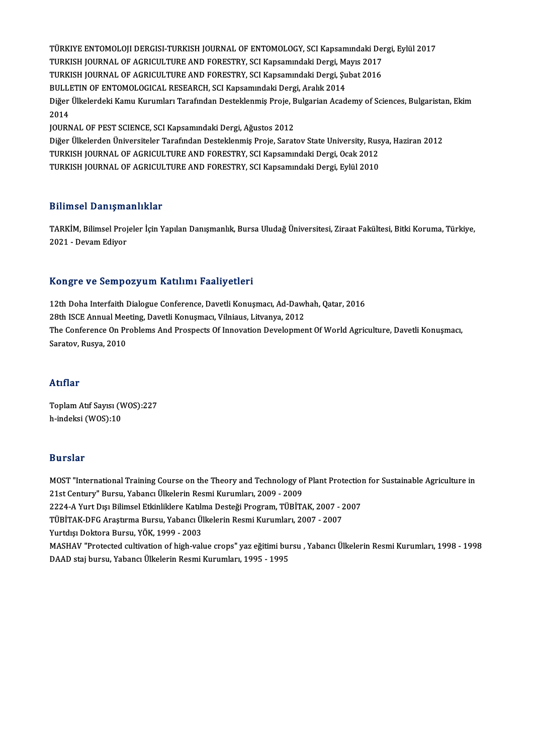TÜRKIYE ENTOMOLOJI DERGISI-TURKISH JOURNAL OF ENTOMOLOGY, SCI Kapsamındaki Dergi, Eylül 2017
TURKISH JOURNAL OF AGRICULTURE AND FORESTRY, SCI Kapsamındaki Dergi, Mayıs 2017
TURKISH JOURNAL OF AGRICULTURE AND FORESTRY, SCI Kapsamındaki Dergi, Şubat 2016
BULLETIN OF ENTOMOLOGICAL RESEARCH, SCI Kapsamındaki Dergi, Aralık 2014
Diğer Ülkelerdeki Kamu Kurumları Tarafından Desteklenmiş Proje, Bulgarian Academy of Sciences, Bulgaristan, Ekim 2014
JOURNAL OF PEST SCIENCE, SCI Kapsamındaki Dergi, Ağustos 2012
Diğer Ülkelerden Üniversiteler Tarafından Desteklenmiş Proje, Saratov State University, Rusya, Haziran 2012
TURKISH JOURNAL OF AGRICULTURE AND FORESTRY, SCI Kapsamındaki Dergi, Ocak 2012
TURKISH JOURNAL OF AGRICULTURE AND FORESTRY, SCI Kapsamındaki Dergi, Eylül 2010

## Bilimsel Danışmanlıklar

TARKİM, Bilimsel Projeler İçin Yapılan Danışmanlık, Bursa Uludağ Üniversitesi, Ziraat Fakültesi, Bitki Koruma, Türkiye, 2021 - Devam Ediyor

## Kongre ve Sempozyum Katılımı Faaliyetleri

12th Doha Interfaith Dialogue Conference, Davetli Konuşmacı, Ad-Dawhah, Qatar, 2016
28th ISCE Annual Meeting, Davetli Konuşmacı, Vilniaus, Litvanya, 2012
The Conference On Problems And Prospects Of Innovation Development Of World Agriculture, Davetli Konuşmacı, Saratov, Rusya, 2010

## Atıflar

Toplam Atıf Sayısı (WOS):227
h-indeksi (WOS):10

## Burslar

MOST "International Training Course on the Theory and Technology of Plant Protection for Sustainable Agriculture in 21st Century" Bursu, Yabancı Ülkelerin Resmi Kurumları, 2009 - 2009
2224-A Yurt Dışı Bilimsel Etkinliklere Katılma Desteği Program, TÜBİTAK, 2007 - 2007
TÜBİTAK-DFG Araştırma Bursu, Yabancı Ülkelerin Resmi Kurumları, 2007 - 2007
Yurtdışı Doktora Bursu, YÖK, 1999 - 2003
MASHAV "Protected cultivation of high-value crops" yaz eğitimi bursu , Yabancı Ülkelerin Resmi Kurumları, 1998 - 1998
DAAD staj bursu, Yabancı Ülkelerin Resmi Kurumları, 1995 - 1995